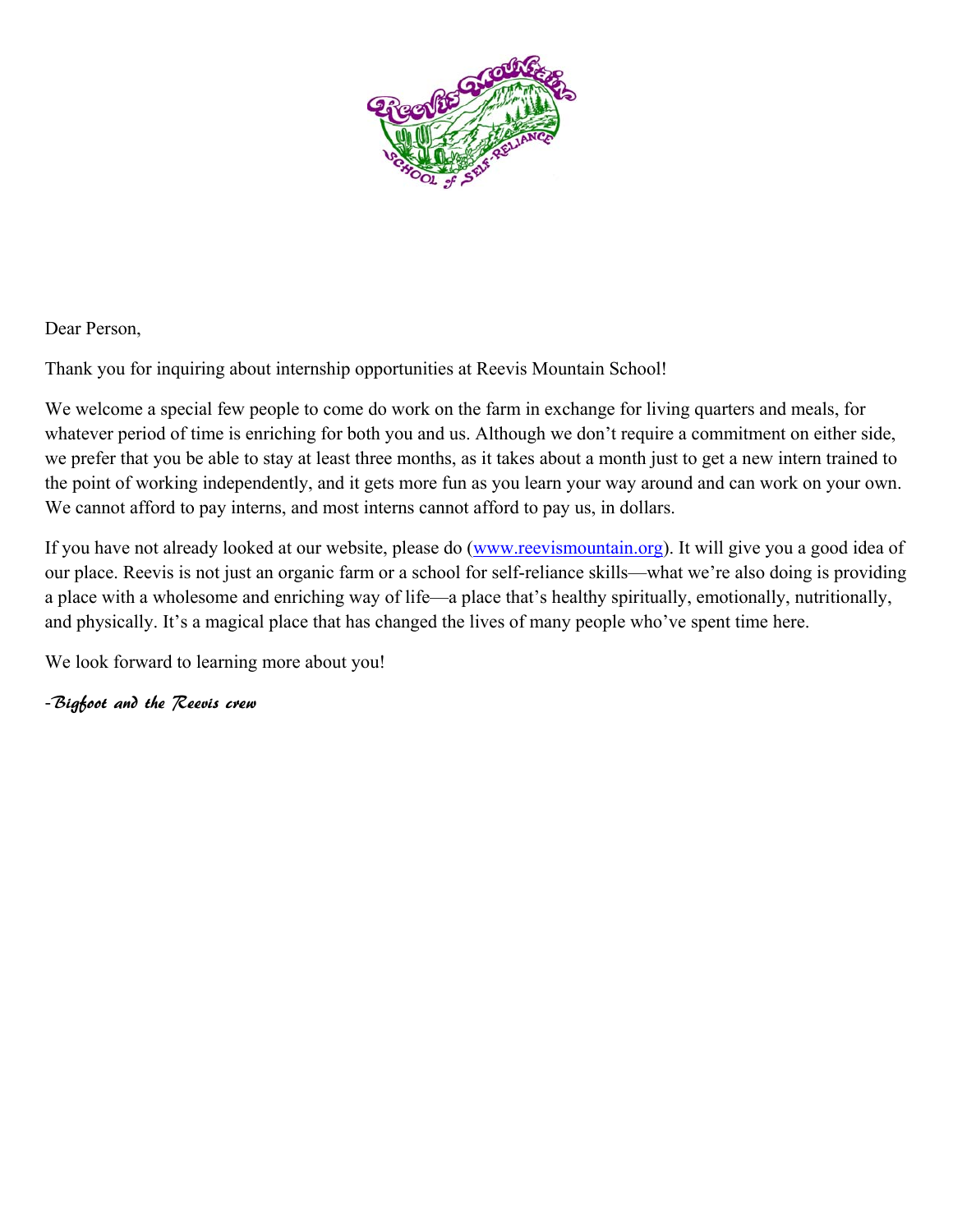Dear Person,

Thank you for inquiring about internship opportunities at Reevis Mountain School!

We welcome a special few people to come do work on the farm in exchange for living quarters and meals, for whatever period of time is enriching for both you and us. Although we don't require a commitment on either side, we prefer that you be able to stay at least three months, as it takes about a month just to get a new intern trained to the point of working independently, and it gets more fun as you learn your way around and can work on your own. We cannot afford to pay interns, and most interns cannot afford to pay us, in dollars.

If you have not already looked at our website, please do ([www.reevismountain.org](http://www.reevismountain.org)). It will give you a good idea of our place. Reevis is not just an organic farm or a school for self-reliance skills—what we're also doing is providing a place with a wholesome and enriching way of life—a place that's healthy spiritually, emotionally, nutritionally, and physically. It's a magical place that has changed the lives of many people who've spent time here.

We look forward to learning more about you!

*-Bigfoot and the Reevis crew*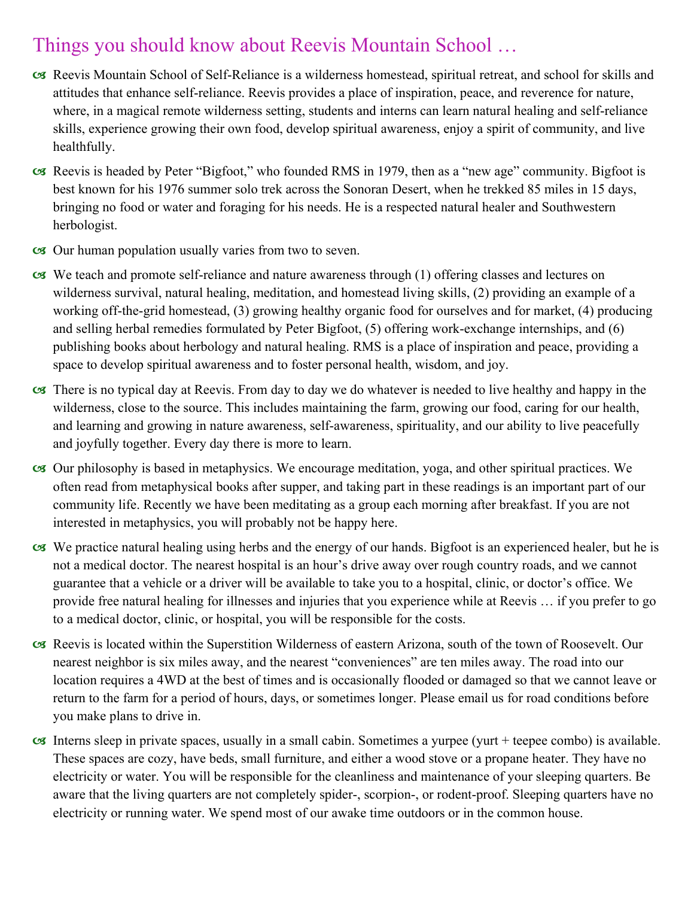## Things you should know about Reevis Mountain School …

- Reevis Mountain School of Self-Reliance is a wilderness homestead, spiritual retreat, and school for skills and attitudes that enhance self-reliance. Reevis provides a place of inspiration, peace, and reverence for nature, where, in a magical remote wilderness setting, students and interns can learn natural healing and self-reliance skills, experience growing their own food, develop spiritual awareness, enjoy a spirit of community, and live healthfully.
- Reevis is headed by Peter "Bigfoot," who founded RMS in 1979, then as a "new age" community. Bigfoot is best known for his 1976 summer solo trek across the Sonoran Desert, when he trekked 85 miles in 15 days, bringing no food or water and foraging for his needs. He is a respected natural healer and Southwestern herbologist.
- Our human population usually varies from two to seven.
- We teach and promote self-reliance and nature awareness through (1) offering classes and lectures on wilderness survival, natural healing, meditation, and homestead living skills, (2) providing an example of a working off-the-grid homestead, (3) growing healthy organic food for ourselves and for market, (4) producing and selling herbal remedies formulated by Peter Bigfoot, (5) offering work-exchange internships, and (6) publishing books about herbology and natural healing. RMS is a place of inspiration and peace, providing a space to develop spiritual awareness and to foster personal health, wisdom, and joy.
- There is no typical day at Reevis. From day to day we do whatever is needed to live healthy and happy in the wilderness, close to the source. This includes maintaining the farm, growing our food, caring for our health, and learning and growing in nature awareness, self-awareness, spirituality, and our ability to live peacefully and joyfully together. Every day there is more to learn.
- Our philosophy is based in metaphysics. We encourage meditation, yoga, and other spiritual practices. We often read from metaphysical books after supper, and taking part in these readings is an important part of our community life. Recently we have been meditating as a group each morning after breakfast. If you are not interested in metaphysics, you will probably not be happy here.
- We practice natural healing using herbs and the energy of our hands. Bigfoot is an experienced healer, but he is not a medical doctor. The nearest hospital is an hour's drive away over rough country roads, and we cannot guarantee that a vehicle or a driver will be available to take you to a hospital, clinic, or doctor's office. We provide free natural healing for illnesses and injuries that you experience while at Reevis … if you prefer to go to a medical doctor, clinic, or hospital, you will be responsible for the costs.
- Reevis is located within the Superstition Wilderness of eastern Arizona, south of the town of Roosevelt. Our nearest neighbor is six miles away, and the nearest "conveniences" are ten miles away. The road into our location requires a 4WD at the best of times and is occasionally flooded or damaged so that we cannot leave or return to the farm for a period of hours, days, or sometimes longer. Please email us for road conditions before you make plans to drive in.
- Interns sleep in private spaces, usually in a small cabin. Sometimes a yurpee (yurt + teepee combo) is available. These spaces are cozy, have beds, small furniture, and either a wood stove or a propane heater. They have no electricity or water. You will be responsible for the cleanliness and maintenance of your sleeping quarters. Be aware that the living quarters are not completely spider-, scorpion-, or rodent-proof. Sleeping quarters have no electricity or running water. We spend most of our awake time outdoors or in the common house.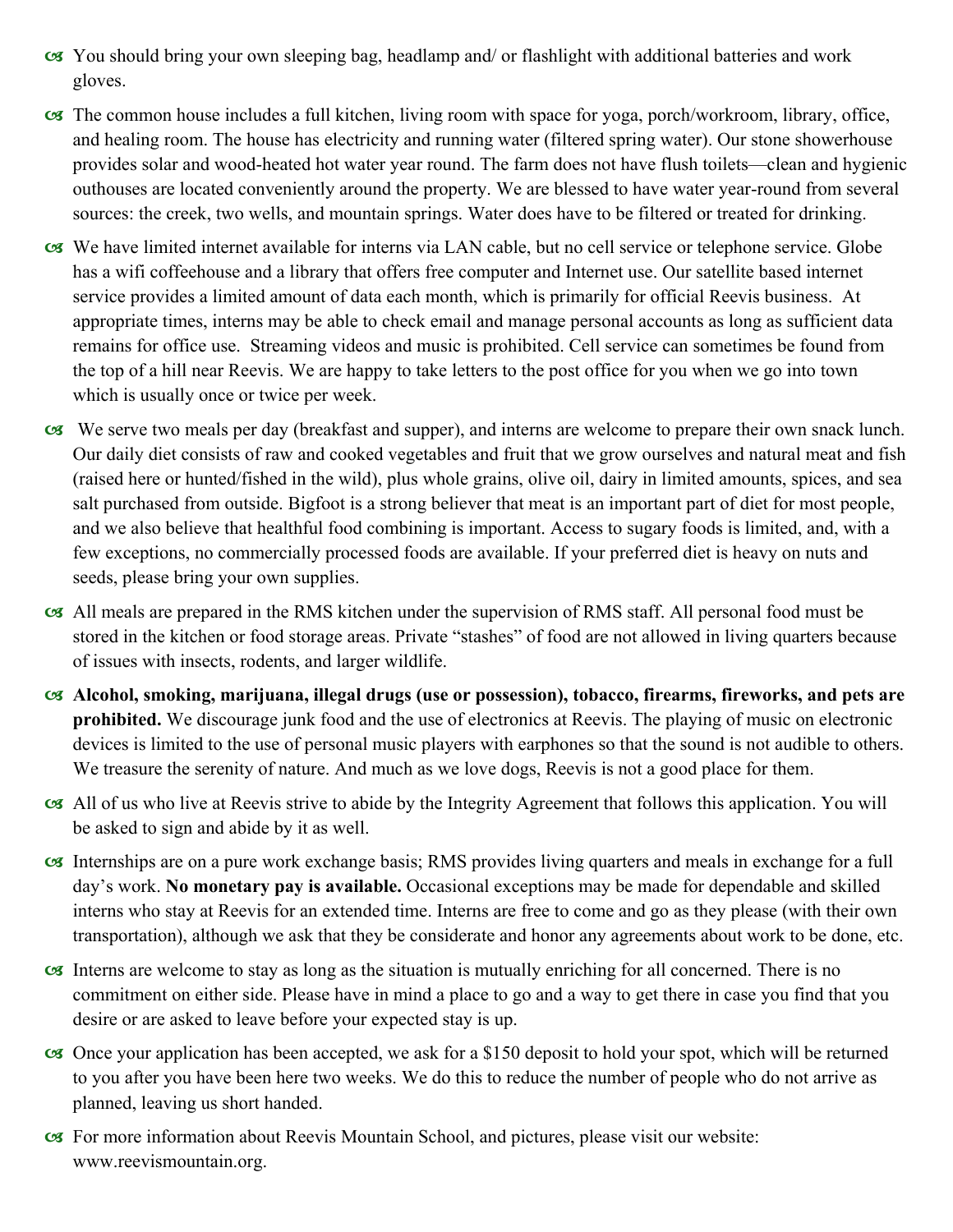- You should bring your own sleeping bag, headlamp and/ or flashlight with additional batteries and work gloves.
- The common house includes a full kitchen, living room with space for yoga, porch/workroom, library, office, and healing room. The house has electricity and running water (filtered spring water). Our stone showerhouse provides solar and wood-heated hot water year round. The farm does not have flush toilets—clean and hygienic outhouses are located conveniently around the property. We are blessed to have water year-round from several sources: the creek, two wells, and mountain springs. Water does have to be filtered or treated for drinking.
- We have limited internet available for interns via LAN cable, but no cell service or telephone service. Globe has a wifi coffeehouse and a library that offers free computer and Internet use. Our satellite based internet service provides a limited amount of data each month, which is primarily for official Reevis business. At appropriate times, interns may be able to check email and manage personal accounts as long as sufficient data remains for office use. Streaming videos and music is prohibited. Cell service can sometimes be found from the top of a hill near Reevis. We are happy to take letters to the post office for you when we go into town which is usually once or twice per week.
- We serve two meals per day (breakfast and supper), and interns are welcome to prepare their own snack lunch. Our daily diet consists of raw and cooked vegetables and fruit that we grow ourselves and natural meat and fish (raised here or hunted/fished in the wild), plus whole grains, olive oil, dairy in limited amounts, spices, and sea salt purchased from outside. Bigfoot is a strong believer that meat is an important part of diet for most people, and we also believe that healthful food combining is important. Access to sugary foods is limited, and, with a few exceptions, no commercially processed foods are available. If your preferred diet is heavy on nuts and seeds, please bring your own supplies.
- All meals are prepared in the RMS kitchen under the supervision of RMS staff. All personal food must be stored in the kitchen or food storage areas. Private "stashes" of food are not allowed in living quarters because of issues with insects, rodents, and larger wildlife.
- **Alcohol, smoking, marijuana, illegal drugs (use or possession), tobacco, firearms, fireworks, and pets are prohibited.** We discourage junk food and the use of electronics at Reevis. The playing of music on electronic devices is limited to the use of personal music players with earphones so that the sound is not audible to others. We treasure the serenity of nature. And much as we love dogs, Reevis is not a good place for them.
- All of us who live at Reevis strive to abide by the Integrity Agreement that follows this application. You will be asked to sign and abide by it as well.
- Internships are on a pure work exchange basis; RMS provides living quarters and meals in exchange for a full day's work. **No monetary pay is available.** Occasional exceptions may be made for dependable and skilled interns who stay at Reevis for an extended time. Interns are free to come and go as they please (with their own transportation), although we ask that they be considerate and honor any agreements about work to be done, etc.
- Interns are welcome to stay as long as the situation is mutually enriching for all concerned. There is no commitment on either side. Please have in mind a place to go and a way to get there in case you find that you desire or are asked to leave before your expected stay is up.
- Once your application has been accepted, we ask for a $150 deposit to hold your spot, which will be returned to you after you have been here two weeks. We do this to reduce the number of people who do not arrive as planned, leaving us short handed.
- For more information about Reevis Mountain School, and pictures, please visit our website: www.reevismountain.org.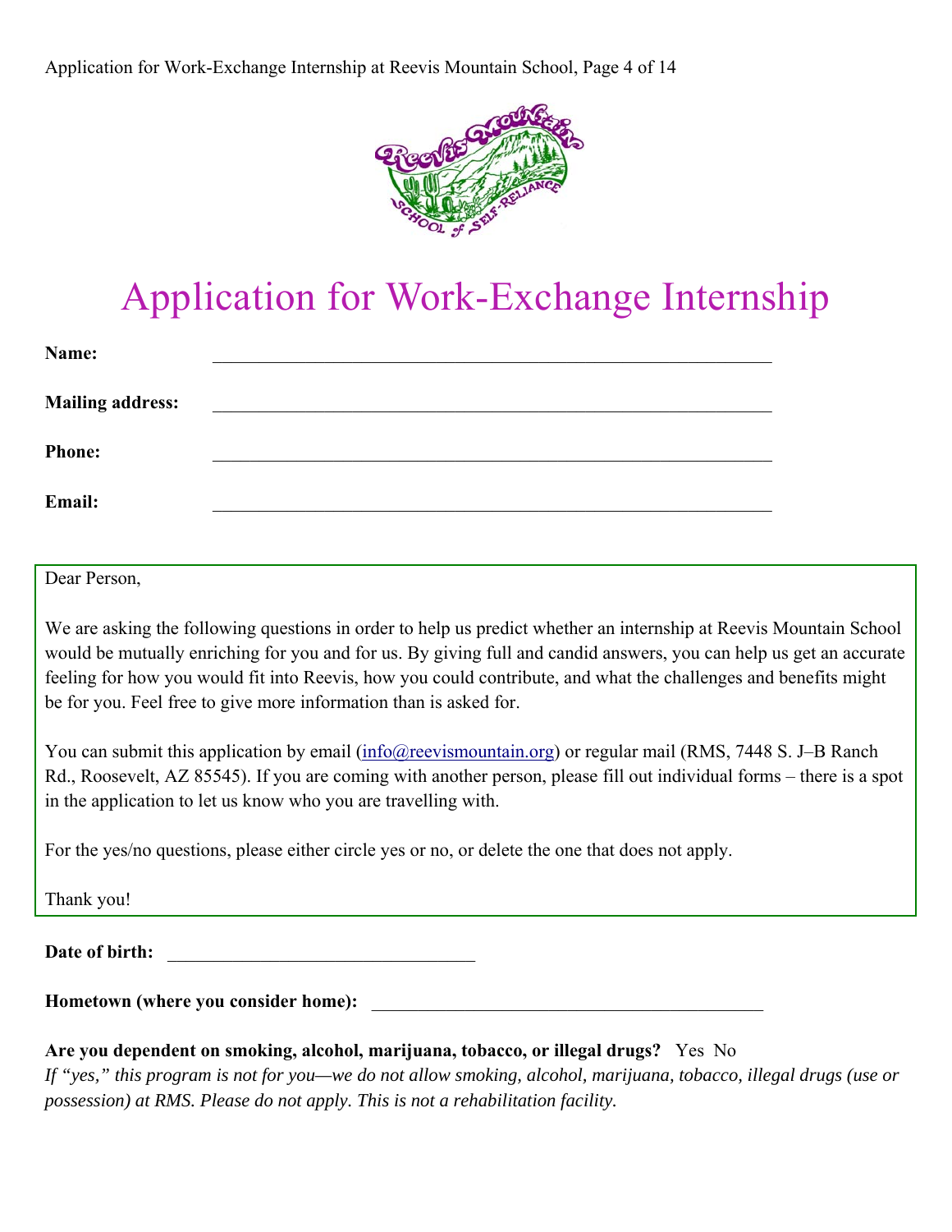# Application for Work-Exchange Internship

**Name:** ____________________________________________

**Mailing address:** ____________________________________________

**Phone:** ____________________________________________

**Email:** ____________________________________________

Dear Person,

We are asking the following questions in order to help us predict whether an internship at Reevis Mountain School would be mutually enriching for you and for us. By giving full and candid answers, you can help us get an accurate feeling for how you would fit into Reevis, how you could contribute, and what the challenges and benefits might be for you. Feel free to give more information than is asked for.

You can submit this application by email (info@reevismountain.org) or regular mail (RMS, 7448 S. J–B Ranch Rd., Roosevelt, AZ 85545). If you are coming with another person, please fill out individual forms – there is a spot in the application to let us know who you are travelling with.

For the yes/no questions, please either circle yes or no, or delete the one that does not apply.

Thank you!

**Date of birth:** ______________________________

**Hometown (where you consider home):** ______________________________________

**Are you dependent on smoking, alcohol, marijuana, tobacco, or illegal drugs?** Yes No

*If "yes," this program is not for you—we do not allow smoking, alcohol, marijuana, tobacco, illegal drugs (use or possession) at RMS. Please do not apply. This is not a rehabilitation facility.*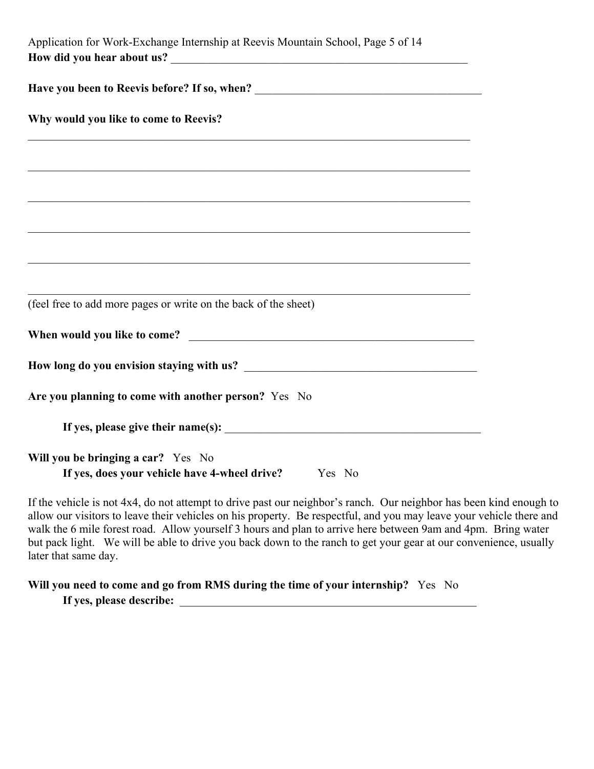**How did you hear about us?** _______________________________________________

**Have you been to Reevis before? If so, when?** ____________________________________

**Why would you like to come to Reevis?**

_______________________________________________________________________________

_______________________________________________________________________________

_______________________________________________________________________________

_______________________________________________________________________________

_______________________________________________________________________________

_______________________________________________________________________________

(feel free to add more pages or write on the back of the sheet)

**When would you like to come?** ______________________________________________

**How long do you envision staying with us?** ___________________________________

**Are you planning to come with another person?** Yes No

**If yes, please give their name(s):** ______________________________________

**Will you be bringing a car?** Yes No

**If yes, does your vehicle have 4-wheel drive?** Yes No

If the vehicle is not 4x4, do not attempt to drive past our neighbor's ranch. Our neighbor has been kind enough to allow our visitors to leave their vehicles on his property. Be respectful, and you may leave your vehicle there and walk the 6 mile forest road. Allow yourself 3 hours and plan to arrive here between 9am and 4pm. Bring water but pack light. We will be able to drive you back down to the ranch to get your gear at our convenience, usually later that same day.

**Will you need to come and go from RMS during the time of your internship?** Yes No

**If yes, please describe:** ____________________________________________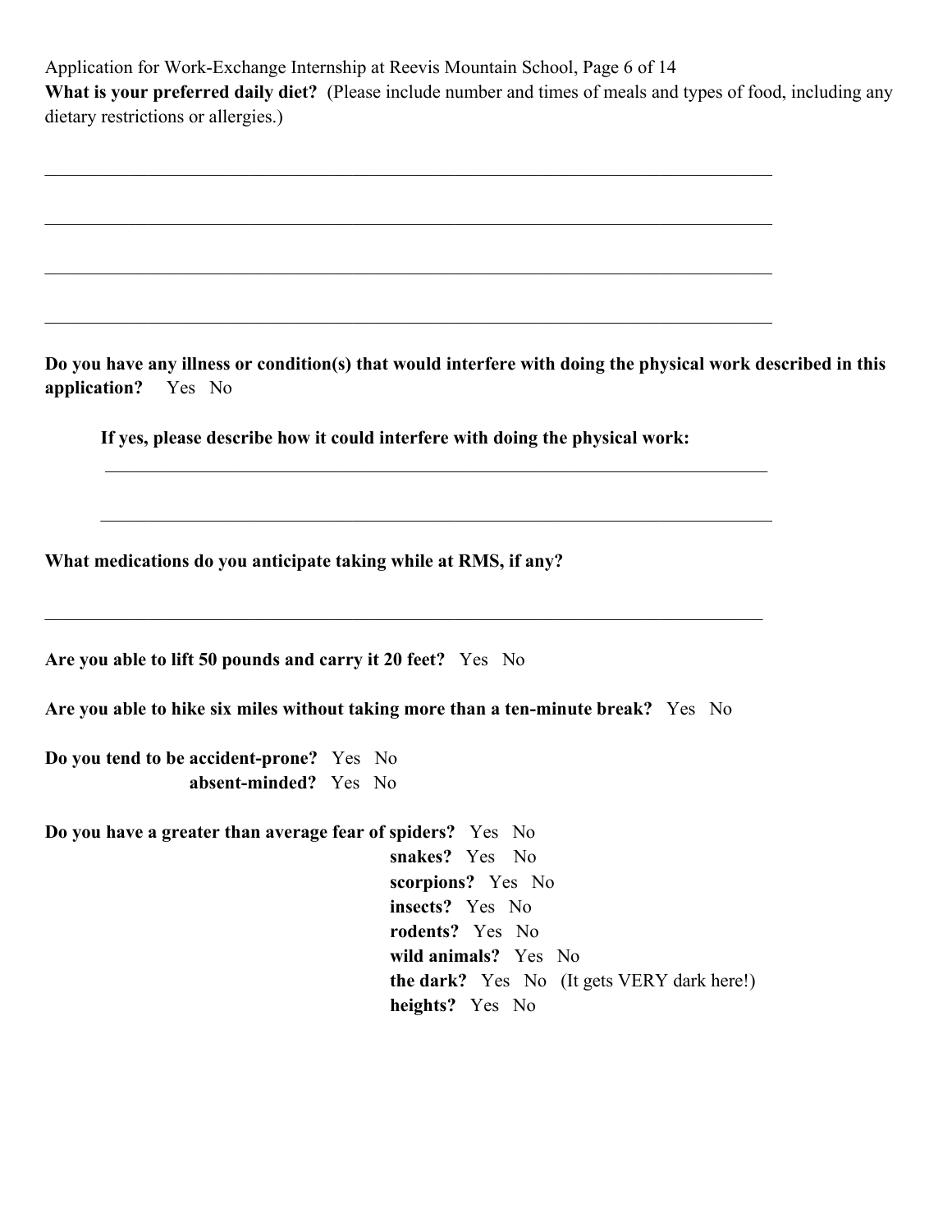**What is your preferred daily diet?** (Please include number and times of meals and types of food, including any dietary restrictions or allergies.)

\_\_\_\_\_\_\_\_\_\_\_\_\_\_\_\_\_\_\_\_\_\_\_\_\_\_\_\_\_\_\_\_\_\_\_\_\_\_\_\_\_\_\_\_\_\_\_\_\_\_\_\_\_\_\_\_\_\_\_\_\_\_\_\_\_\_\_\_\_\_\_\_\_\_\_\_

\_\_\_\_\_\_\_\_\_\_\_\_\_\_\_\_\_\_\_\_\_\_\_\_\_\_\_\_\_\_\_\_\_\_\_\_\_\_\_\_\_\_\_\_\_\_\_\_\_\_\_\_\_\_\_\_\_\_\_\_\_\_\_\_\_\_\_\_\_\_\_\_\_\_\_\_

\_\_\_\_\_\_\_\_\_\_\_\_\_\_\_\_\_\_\_\_\_\_\_\_\_\_\_\_\_\_\_\_\_\_\_\_\_\_\_\_\_\_\_\_\_\_\_\_\_\_\_\_\_\_\_\_\_\_\_\_\_\_\_\_\_\_\_\_\_\_\_\_\_\_\_\_

\_\_\_\_\_\_\_\_\_\_\_\_\_\_\_\_\_\_\_\_\_\_\_\_\_\_\_\_\_\_\_\_\_\_\_\_\_\_\_\_\_\_\_\_\_\_\_\_\_\_\_\_\_\_\_\_\_\_\_\_\_\_\_\_\_\_\_\_\_\_\_\_\_\_\_\_

**Do you have any illness or condition(s) that would interfere with doing the physical work described in this application?** Yes No

**If yes, please describe how it could interfere with doing the physical work:**

\_\_\_\_\_\_\_\_\_\_\_\_\_\_\_\_\_\_\_\_\_\_\_\_\_\_\_\_\_\_\_\_\_\_\_\_\_\_\_\_\_\_\_\_\_\_\_\_\_\_\_\_\_\_\_\_\_\_\_\_\_\_\_\_\_\_\_\_

\_\_\_\_\_\_\_\_\_\_\_\_\_\_\_\_\_\_\_\_\_\_\_\_\_\_\_\_\_\_\_\_\_\_\_\_\_\_\_\_\_\_\_\_\_\_\_\_\_\_\_\_\_\_\_\_\_\_\_\_\_\_\_\_\_\_\_\_

**What medications do you anticipate taking while at RMS, if any?**

\_\_\_\_\_\_\_\_\_\_\_\_\_\_\_\_\_\_\_\_\_\_\_\_\_\_\_\_\_\_\_\_\_\_\_\_\_\_\_\_\_\_\_\_\_\_\_\_\_\_\_\_\_\_\_\_\_\_\_\_\_\_\_\_\_\_\_\_\_\_\_\_\_\_\_

**Are you able to lift 50 pounds and carry it 20 feet?** Yes No

**Are you able to hike six miles without taking more than a ten-minute break?** Yes No

**Do you tend to be accident-prone?** Yes No
**absent-minded?** Yes No

**Do you have a greater than average fear of spiders?** Yes No
**snakes?** Yes No
**scorpions?** Yes No
**insects?** Yes No
**rodents?** Yes No
**wild animals?** Yes No
**the dark?** Yes No (It gets VERY dark here!)
**heights?** Yes No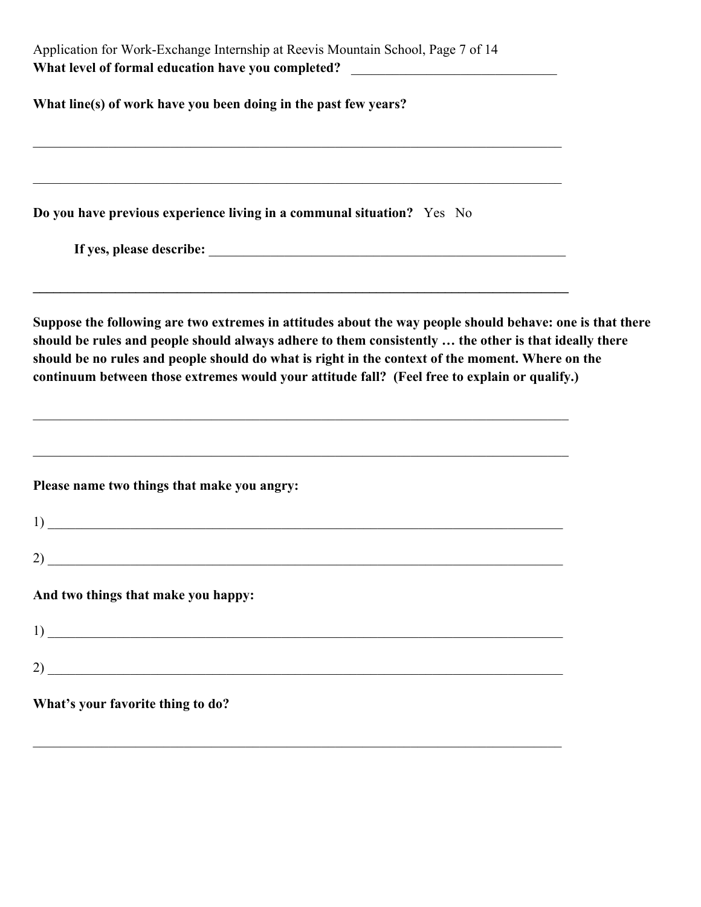**What level of formal education have you completed?** ______________________________

**What line(s) of work have you been doing in the past few years?**

_______________________________________________________________________________

_______________________________________________________________________________

**Do you have previous experience living in a communal situation?** Yes No

**If yes, please describe:** _____________________________________________________

_______________________________________________________________________________

**Suppose the following are two extremes in attitudes about the way people should behave: one is that there should be rules and people should always adhere to them consistently … the other is that ideally there should be no rules and people should do what is right in the context of the moment. Where on the continuum between those extremes would your attitude fall? (Feel free to explain or qualify.)**

_______________________________________________________________________________

_______________________________________________________________________________

**Please name two things that make you angry:**

1) _____________________________________________________________________________

2) _____________________________________________________________________________

**And two things that make you happy:**

1) _____________________________________________________________________________

2) _____________________________________________________________________________

**What's your favorite thing to do?**

_______________________________________________________________________________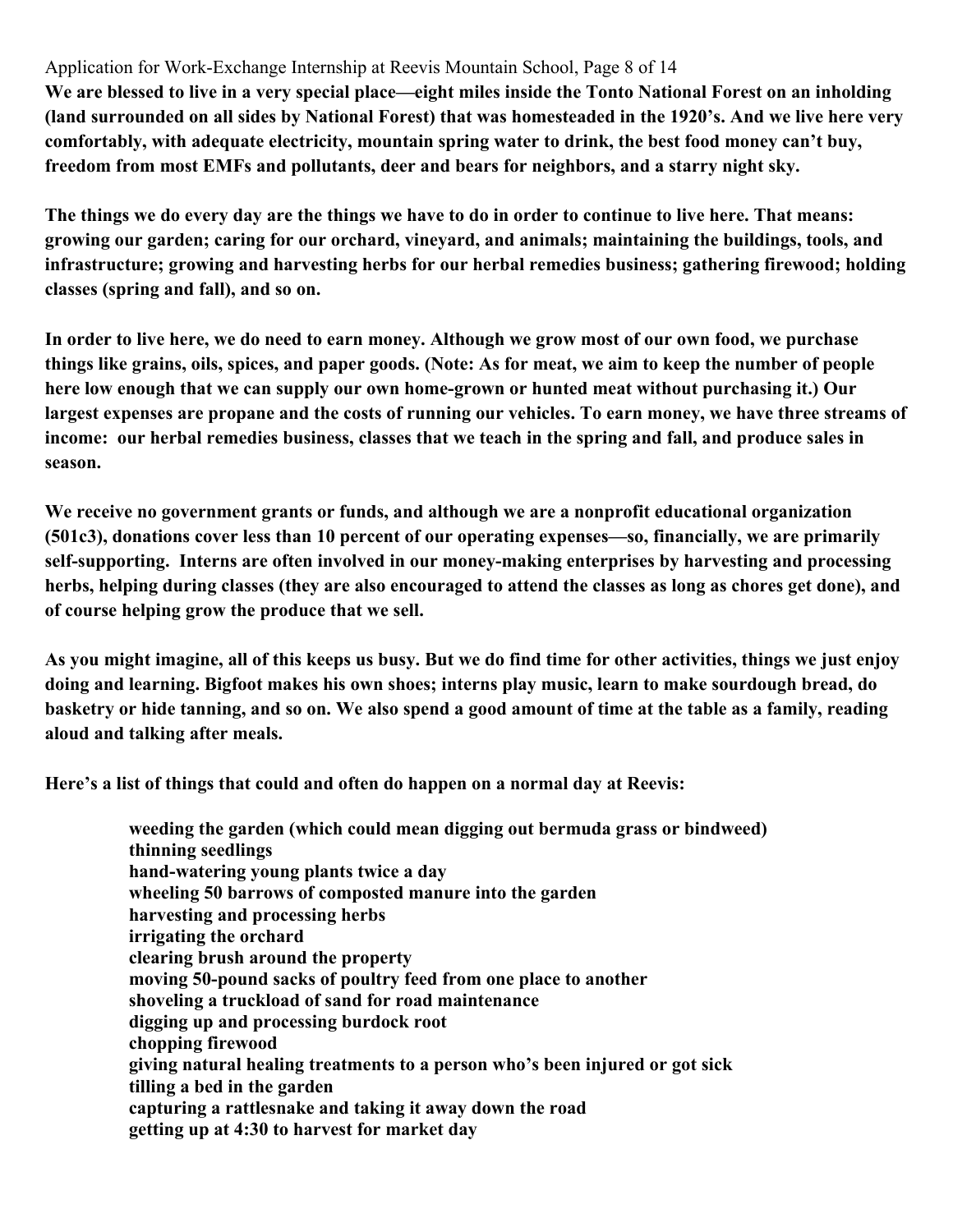**We are blessed to live in a very special place—eight miles inside the Tonto National Forest on an inholding (land surrounded on all sides by National Forest) that was homesteaded in the 1920's. And we live here very comfortably, with adequate electricity, mountain spring water to drink, the best food money can't buy, freedom from most EMFs and pollutants, deer and bears for neighbors, and a starry night sky.**

**The things we do every day are the things we have to do in order to continue to live here. That means: growing our garden; caring for our orchard, vineyard, and animals; maintaining the buildings, tools, and infrastructure; growing and harvesting herbs for our herbal remedies business; gathering firewood; holding classes (spring and fall), and so on.**

**In order to live here, we do need to earn money. Although we grow most of our own food, we purchase things like grains, oils, spices, and paper goods. (Note: As for meat, we aim to keep the number of people here low enough that we can supply our own home-grown or hunted meat without purchasing it.) Our largest expenses are propane and the costs of running our vehicles. To earn money, we have three streams of income: our herbal remedies business, classes that we teach in the spring and fall, and produce sales in season.**

**We receive no government grants or funds, and although we are a nonprofit educational organization (501c3), donations cover less than 10 percent of our operating expenses—so, financially, we are primarily self-supporting. Interns are often involved in our money-making enterprises by harvesting and processing herbs, helping during classes (they are also encouraged to attend the classes as long as chores get done), and of course helping grow the produce that we sell.**

**As you might imagine, all of this keeps us busy. But we do find time for other activities, things we just enjoy doing and learning. Bigfoot makes his own shoes; interns play music, learn to make sourdough bread, do basketry or hide tanning, and so on. We also spend a good amount of time at the table as a family, reading aloud and talking after meals.**

**Here's a list of things that could and often do happen on a normal day at Reevis:**

**weeding the garden (which could mean digging out bermuda grass or bindweed)**
**thinning seedlings**
**hand-watering young plants twice a day**
**wheeling 50 barrows of composted manure into the garden**
**harvesting and processing herbs**
**irrigating the orchard**
**clearing brush around the property**
**moving 50-pound sacks of poultry feed from one place to another**
**shoveling a truckload of sand for road maintenance**
**digging up and processing burdock root**
**chopping firewood**
**giving natural healing treatments to a person who's been injured or got sick**
**tilling a bed in the garden**
**capturing a rattlesnake and taking it away down the road**
**getting up at 4:30 to harvest for market day**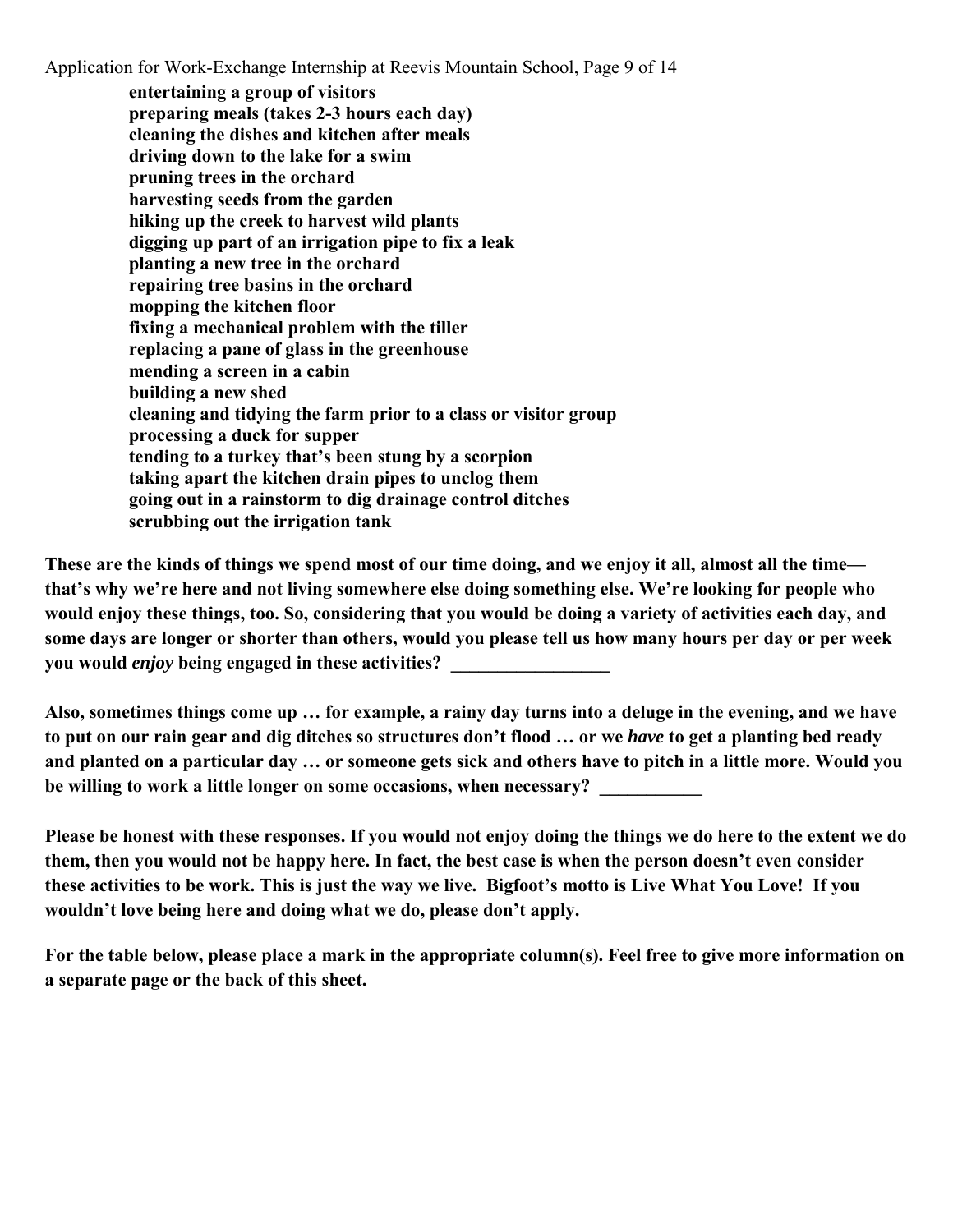**entertaining a group of visitors**
**preparing meals (takes 2-3 hours each day)**
**cleaning the dishes and kitchen after meals**
**driving down to the lake for a swim**
**pruning trees in the orchard**
**harvesting seeds from the garden**
**hiking up the creek to harvest wild plants**
**digging up part of an irrigation pipe to fix a leak**
**planting a new tree in the orchard**
**repairing tree basins in the orchard**
**mopping the kitchen floor**
**fixing a mechanical problem with the tiller**
**replacing a pane of glass in the greenhouse**
**mending a screen in a cabin**
**building a new shed**
**cleaning and tidying the farm prior to a class or visitor group**
**processing a duck for supper**
**tending to a turkey that's been stung by a scorpion**
**taking apart the kitchen drain pipes to unclog them**
**going out in a rainstorm to dig drainage control ditches**
**scrubbing out the irrigation tank**

**These are the kinds of things we spend most of our time doing, and we enjoy it all, almost all the time—that's why we're here and not living somewhere else doing something else. We're looking for people who would enjoy these things, too. So, considering that you would be doing a variety of activities each day, and some days are longer or shorter than others, would you please tell us how many hours per day or per week you would *enjoy* being engaged in these activities? _________________**

**Also, sometimes things come up … for example, a rainy day turns into a deluge in the evening, and we have to put on our rain gear and dig ditches so structures don't flood … or we *have* to get a planting bed ready and planted on a particular day … or someone gets sick and others have to pitch in a little more. Would you be willing to work a little longer on some occasions, when necessary? ___________**

**Please be honest with these responses. If you would not enjoy doing the things we do here to the extent we do them, then you would not be happy here. In fact, the best case is when the person doesn't even consider these activities to be work. This is just the way we live. Bigfoot's motto is Live What You Love! If you wouldn't love being here and doing what we do, please don't apply.**

**For the table below, please place a mark in the appropriate column(s). Feel free to give more information on a separate page or the back of this sheet.**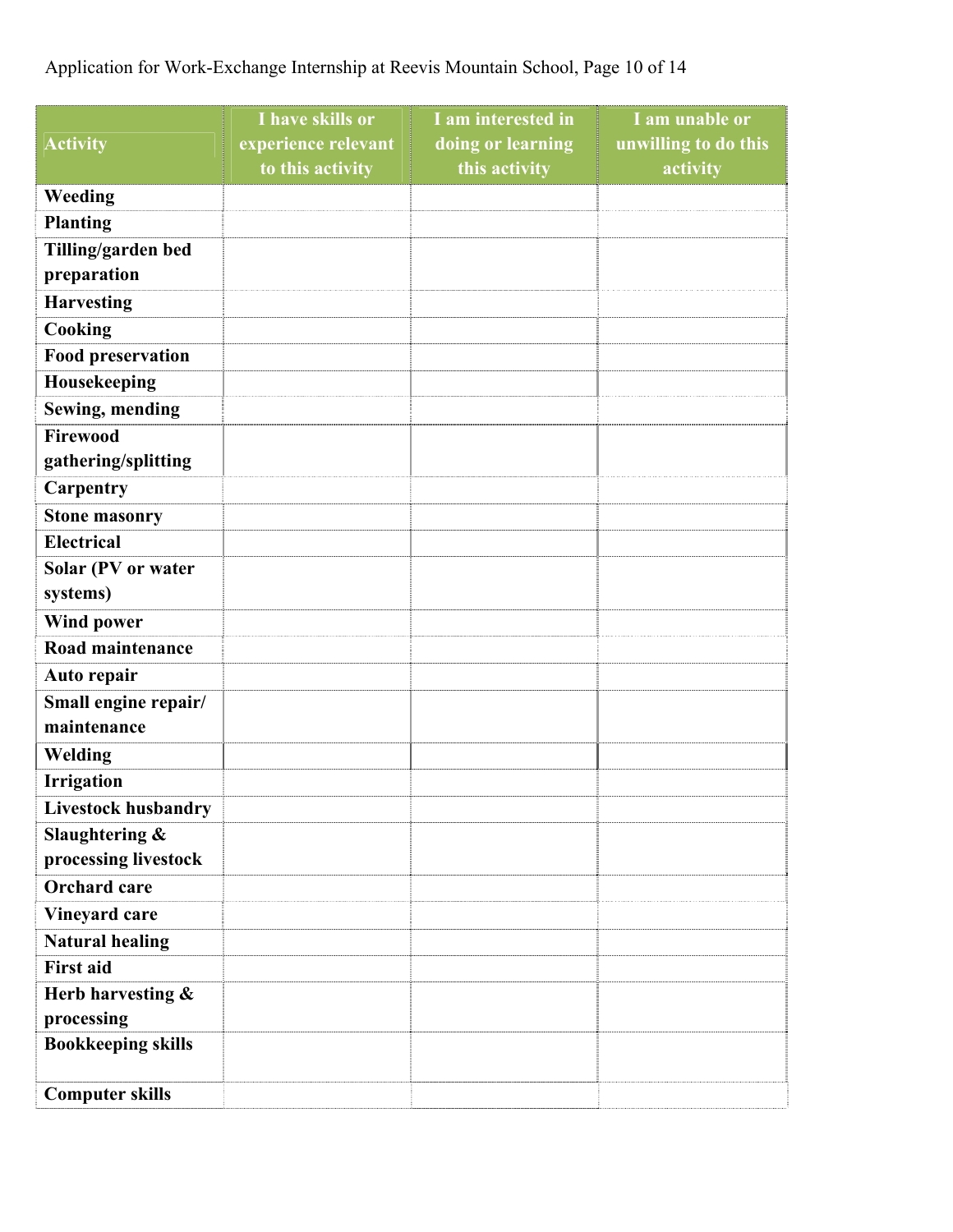| Activity | I have skills or experience relevant to this activity | I am interested in doing or learning this activity | I am unable or unwilling to do this activity |
| --- | --- | --- | --- |
| **Weeding** | | | |
| **Planting** | | | |
| **Tilling/garden bed preparation** | | | |
| **Harvesting** | | | |
| **Cooking** | | | |
| **Food preservation** | | | |
| **Housekeeping** | | | |
| **Sewing, mending** | | | |
| **Firewood gathering/splitting** | | | |
| **Carpentry** | | | |
| **Stone masonry** | | | |
| **Electrical** | | | |
| **Solar (PV or water systems)** | | | |
| **Wind power** | | | |
| **Road maintenance** | | | |
| **Auto repair** | | | |
| **Small engine repair/ maintenance** | | | |
| **Welding** | | | |
| **Irrigation** | | | |
| **Livestock husbandry** | | | |
| **Slaughtering & processing livestock** | | | |
| **Orchard care** | | | |
| **Vineyard care** | | | |
| **Natural healing** | | | |
| **First aid** | | | |
| **Herb harvesting & processing** | | | |
| **Bookkeeping skills** | | | |
| **Computer skills** | | | |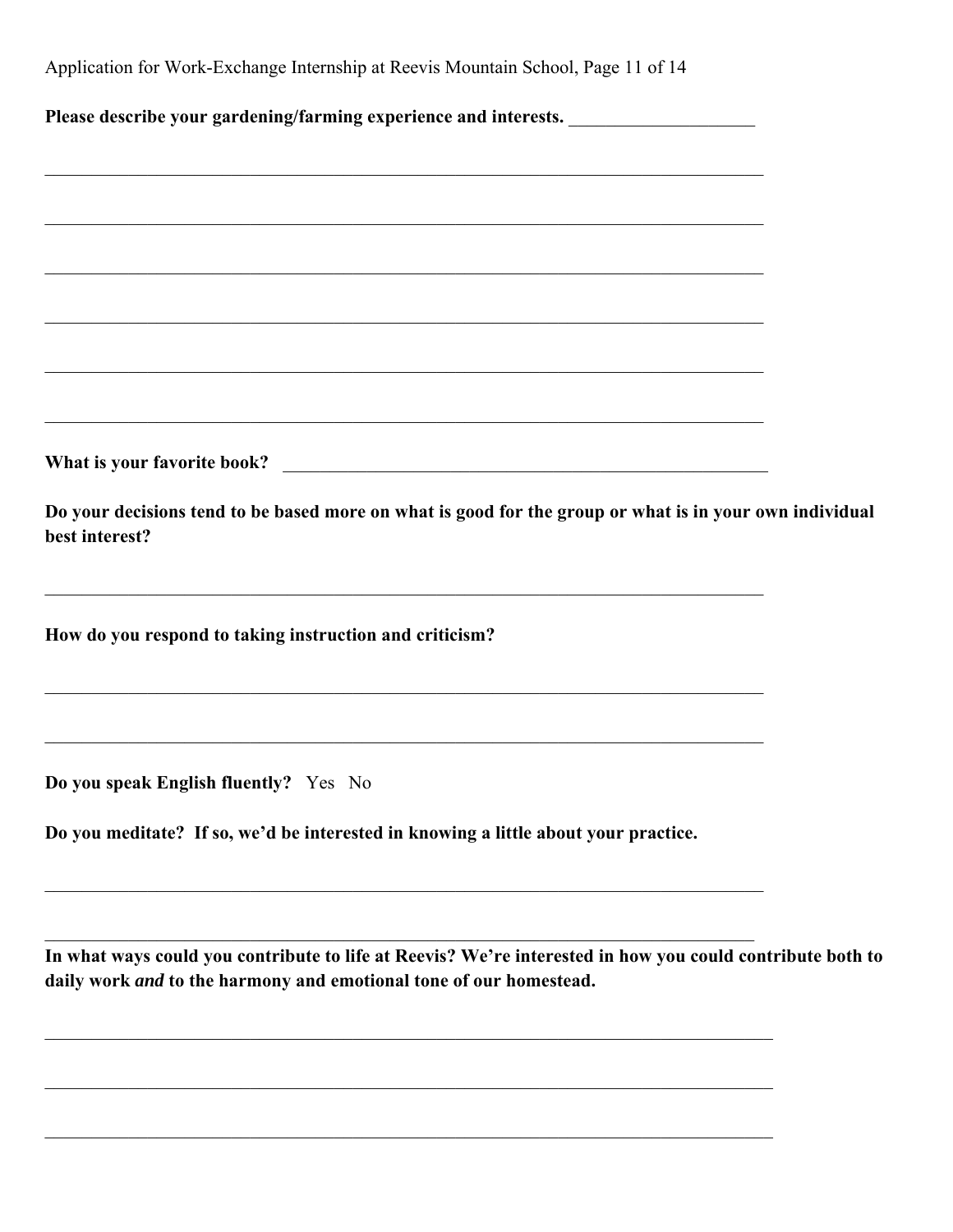**Please describe your gardening/farming experience and interests.** ____________________

________________________________________________________________________________

________________________________________________________________________________

________________________________________________________________________________

________________________________________________________________________________

________________________________________________________________________________

________________________________________________________________________________

**What is your favorite book?** ______________________________________________________

**Do your decisions tend to be based more on what is good for the group or what is in your own individual best interest?**

________________________________________________________________________________

**How do you respond to taking instruction and criticism?**

________________________________________________________________________________

________________________________________________________________________________

**Do you speak English fluently?** Yes No

**Do you meditate? If so, we'd be interested in knowing a little about your practice.**

________________________________________________________________________________

________________________________________________________________________________

**In what ways could you contribute to life at Reevis? We're interested in how you could contribute both to daily work *and* to the harmony and emotional tone of our homestead.**

________________________________________________________________________________

________________________________________________________________________________

________________________________________________________________________________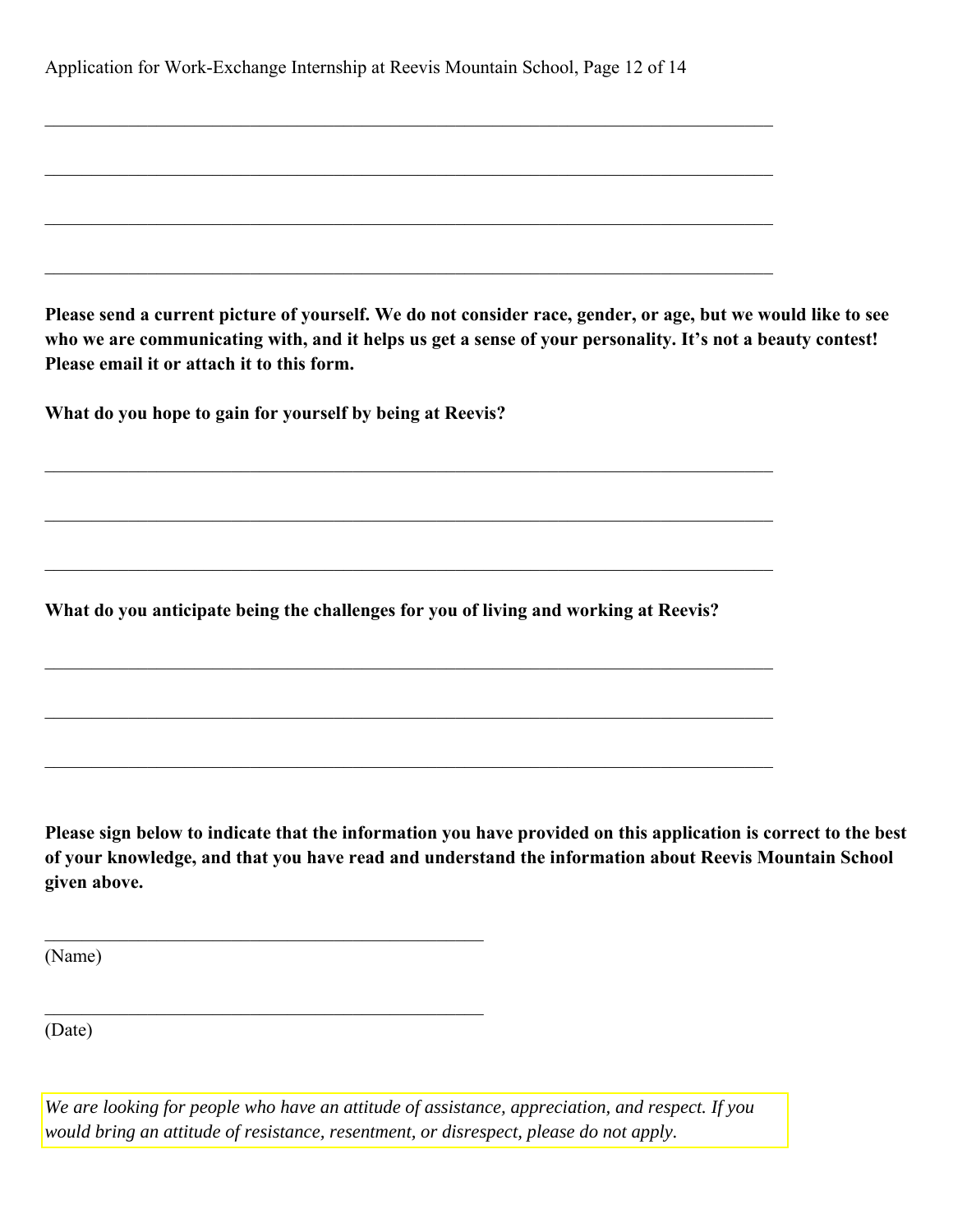\_\_\_\_\_\_\_\_\_\_\_\_\_\_\_\_\_\_\_\_\_\_\_\_\_\_\_\_\_\_\_\_\_\_\_\_\_\_\_\_\_\_\_\_\_\_\_\_\_\_\_\_\_\_\_\_\_\_\_\_\_\_\_\_\_\_\_\_\_\_\_\_\_\_\_\_

\_\_\_\_\_\_\_\_\_\_\_\_\_\_\_\_\_\_\_\_\_\_\_\_\_\_\_\_\_\_\_\_\_\_\_\_\_\_\_\_\_\_\_\_\_\_\_\_\_\_\_\_\_\_\_\_\_\_\_\_\_\_\_\_\_\_\_\_\_\_\_\_\_\_\_\_

\_\_\_\_\_\_\_\_\_\_\_\_\_\_\_\_\_\_\_\_\_\_\_\_\_\_\_\_\_\_\_\_\_\_\_\_\_\_\_\_\_\_\_\_\_\_\_\_\_\_\_\_\_\_\_\_\_\_\_\_\_\_\_\_\_\_\_\_\_\_\_\_\_\_\_\_

\_\_\_\_\_\_\_\_\_\_\_\_\_\_\_\_\_\_\_\_\_\_\_\_\_\_\_\_\_\_\_\_\_\_\_\_\_\_\_\_\_\_\_\_\_\_\_\_\_\_\_\_\_\_\_\_\_\_\_\_\_\_\_\_\_\_\_\_\_\_\_\_\_\_\_\_

**Please send a current picture of yourself. We do not consider race, gender, or age, but we would like to see who we are communicating with, and it helps us get a sense of your personality. It's not a beauty contest! Please email it or attach it to this form.**

**What do you hope to gain for yourself by being at Reevis?**

\_\_\_\_\_\_\_\_\_\_\_\_\_\_\_\_\_\_\_\_\_\_\_\_\_\_\_\_\_\_\_\_\_\_\_\_\_\_\_\_\_\_\_\_\_\_\_\_\_\_\_\_\_\_\_\_\_\_\_\_\_\_\_\_\_\_\_\_\_\_\_\_\_\_\_\_

\_\_\_\_\_\_\_\_\_\_\_\_\_\_\_\_\_\_\_\_\_\_\_\_\_\_\_\_\_\_\_\_\_\_\_\_\_\_\_\_\_\_\_\_\_\_\_\_\_\_\_\_\_\_\_\_\_\_\_\_\_\_\_\_\_\_\_\_\_\_\_\_\_\_\_\_

\_\_\_\_\_\_\_\_\_\_\_\_\_\_\_\_\_\_\_\_\_\_\_\_\_\_\_\_\_\_\_\_\_\_\_\_\_\_\_\_\_\_\_\_\_\_\_\_\_\_\_\_\_\_\_\_\_\_\_\_\_\_\_\_\_\_\_\_\_\_\_\_\_\_\_\_

**What do you anticipate being the challenges for you of living and working at Reevis?**

\_\_\_\_\_\_\_\_\_\_\_\_\_\_\_\_\_\_\_\_\_\_\_\_\_\_\_\_\_\_\_\_\_\_\_\_\_\_\_\_\_\_\_\_\_\_\_\_\_\_\_\_\_\_\_\_\_\_\_\_\_\_\_\_\_\_\_\_\_\_\_\_\_\_\_\_

\_\_\_\_\_\_\_\_\_\_\_\_\_\_\_\_\_\_\_\_\_\_\_\_\_\_\_\_\_\_\_\_\_\_\_\_\_\_\_\_\_\_\_\_\_\_\_\_\_\_\_\_\_\_\_\_\_\_\_\_\_\_\_\_\_\_\_\_\_\_\_\_\_\_\_\_

\_\_\_\_\_\_\_\_\_\_\_\_\_\_\_\_\_\_\_\_\_\_\_\_\_\_\_\_\_\_\_\_\_\_\_\_\_\_\_\_\_\_\_\_\_\_\_\_\_\_\_\_\_\_\_\_\_\_\_\_\_\_\_\_\_\_\_\_\_\_\_\_\_\_\_\_

**Please sign below to indicate that the information you have provided on this application is correct to the best of your knowledge, and that you have read and understand the information about Reevis Mountain School given above.**

\_\_\_\_\_\_\_\_\_\_\_\_\_\_\_\_\_\_\_\_\_\_\_\_\_\_\_\_\_\_\_\_\_\_\_\_\_\_\_\_\_\_\_\_

(Name)

\_\_\_\_\_\_\_\_\_\_\_\_\_\_\_\_\_\_\_\_\_\_\_\_\_\_\_\_\_\_\_\_\_\_\_\_\_\_\_\_\_\_\_\_

(Date)

*We are looking for people who have an attitude of assistance, appreciation, and respect. If you would bring an attitude of resistance, resentment, or disrespect, please do not apply.*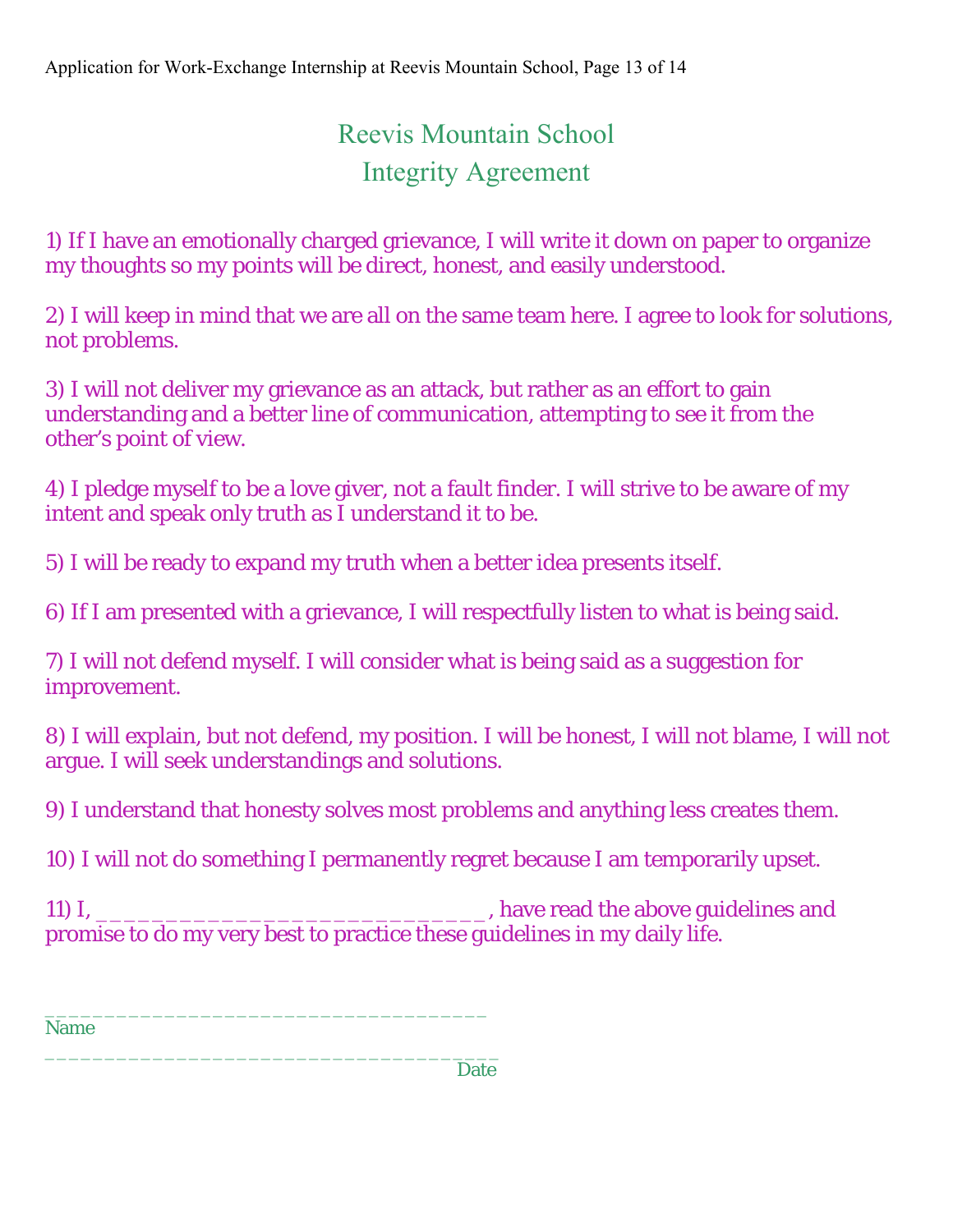# Reevis Mountain School
## Integrity Agreement

1) If I have an emotionally charged grievance, I will write it down on paper to organize my thoughts so my points will be direct, honest, and easily understood.

2) I will keep in mind that we are all on the same team here. I agree to look for solutions, not problems.

3) I will not deliver my grievance as an attack, but rather as an effort to gain understanding and a better line of communication, attempting to see it from the other's point of view.

4) I pledge myself to be a love giver, not a fault finder. I will strive to be aware of my intent and speak only truth as I understand it to be.

5) I will be ready to expand my truth when a better idea presents itself.

6) If I am presented with a grievance, I will respectfully listen to what is being said.

7) I will not defend myself. I will consider what is being said as a suggestion for improvement.

8) I will explain, but not defend, my position. I will be honest, I will not blame, I will not argue. I will seek understandings and solutions.

9) I understand that honesty solves most problems and anything less creates them.

10) I will not do something I permanently regret because I am temporarily upset.

11) I, ______________________________, have read the above guidelines and promise to do my very best to practice these guidelines in my daily life.

___________________________________
Name

___________________________________
Date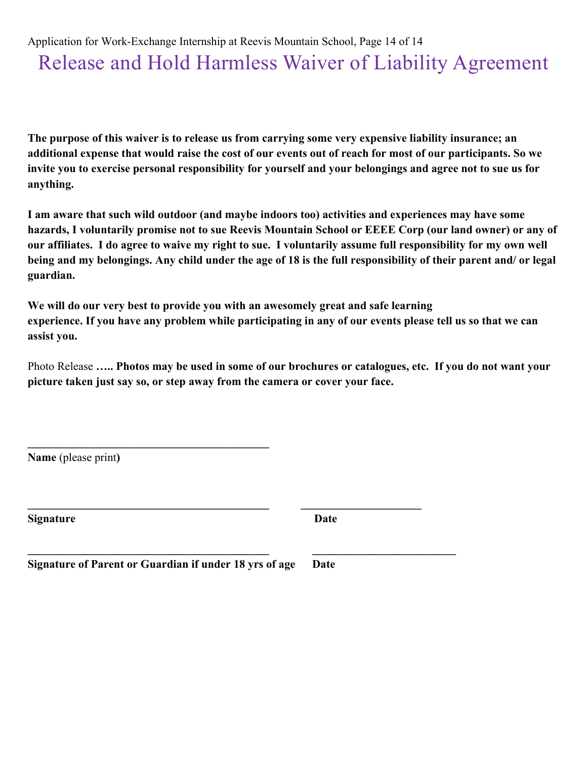# Release and Hold Harmless Waiver of Liability Agreement

**The purpose of this waiver is to release us from carrying some very expensive liability insurance; an additional expense that would raise the cost of our events out of reach for most of our participants. So we invite you to exercise personal responsibility for yourself and your belongings and agree not to sue us for anything.**

**I am aware that such wild outdoor (and maybe indoors too) activities and experiences may have some hazards, I voluntarily promise not to sue Reevis Mountain School or EEEE Corp (our land owner) or any of our affiliates. I do agree to waive my right to sue. I voluntarily assume full responsibility for my own well being and my belongings. Any child under the age of 18 is the full responsibility of their parent and/ or legal guardian.**

**We will do our very best to provide you with an awesomely great and safe learning experience. If you have any problem while participating in any of our events please tell us so that we can assist you.**

Photo Release **….. Photos may be used in some of our brochures or catalogues, etc. If you do not want your picture taken just say so, or step away from the camera or cover your face.**

\_\_\_\_\_\_\_\_\_\_\_\_\_\_\_\_\_\_\_\_\_\_\_\_\_\_\_\_\_\_\_\_\_\_\_\_\_\_\_\_\_\_

**Name** (please print**)**

\_\_\_\_\_\_\_\_\_\_\_\_\_\_\_\_\_\_\_\_\_\_\_\_\_\_\_\_\_\_\_\_\_\_\_\_\_\_\_\_\_\_ \_\_\_\_\_\_\_\_\_\_\_\_\_\_\_\_\_\_\_\_\_

**Signature** **Date**

\_\_\_\_\_\_\_\_\_\_\_\_\_\_\_\_\_\_\_\_\_\_\_\_\_\_\_\_\_\_\_\_\_\_\_\_\_\_\_\_\_\_ \_\_\_\_\_\_\_\_\_\_\_\_\_\_\_\_\_\_\_\_\_\_\_\_\_

**Signature of Parent or Guardian if under 18 yrs of age** **Date**